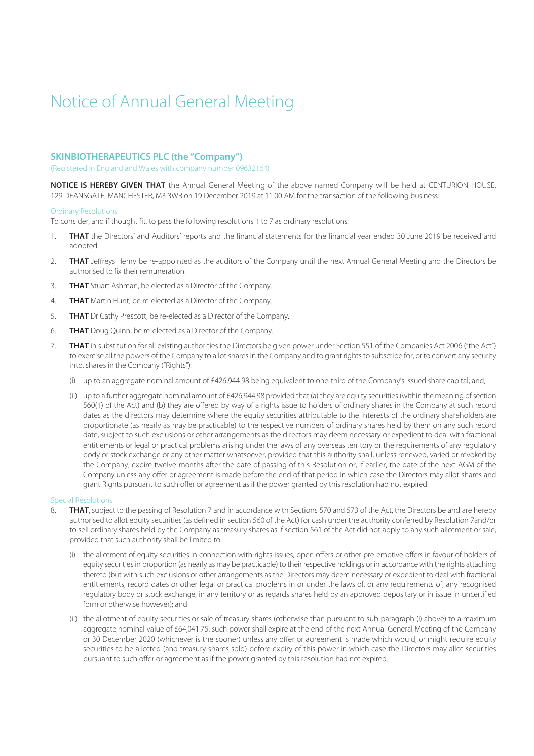# Notice of Annual General Meeting

## SKINBIOTHERAPEUTICS PLC (the "Company")

(Registered in England and Wales with company number 09632164)

**NOTICE IS HEREBY GIVEN THAT** the Annual General Meeting of the above named Company will be held at CENTURION HOUSE, 129 DEANSGATE, MANCHESTER, M3 3WR on 19 December 2019 at 11:00 AM for the transaction of the following business:

### Ordinary Resolutions

To consider, and if thought fit, to pass the following resolutions 1 to 7 as ordinary resolutions:

1. **THAT** the Directors' and Auditors' reports and the financial statements for the financial year ended 30 June 2019 be received and adopted.
2. **THAT** Jeffreys Henry be re-appointed as the auditors of the Company until the next Annual General Meeting and the Directors be authorised to fix their remuneration.
3. **THAT** Stuart Ashman, be elected as a Director of the Company.
4. **THAT** Martin Hunt, be re-elected as a Director of the Company.
5. **THAT** Dr Cathy Prescott, be re-elected as a Director of the Company.
6. **THAT** Doug Quinn, be re-elected as a Director of the Company.
7. **THAT** in substitution for all existing authorities the Directors be given power under Section 551 of the Companies Act 2006 ("the Act") to exercise all the powers of the Company to allot shares in the Company and to grant rights to subscribe for, or to convert any security into, shares in the Company ("Rights"):

   (i) up to an aggregate nominal amount of £426,944.98 being equivalent to one-third of the Company's issued share capital; and,

   (ii) up to a further aggregate nominal amount of £426,944.98 provided that (a) they are equity securities (within the meaning of section 560(1) of the Act) and (b) they are offered by way of a rights issue to holders of ordinary shares in the Company at such record dates as the directors may determine where the equity securities attributable to the interests of the ordinary shareholders are proportionate (as nearly as may be practicable) to the respective numbers of ordinary shares held by them on any such record date, subject to such exclusions or other arrangements as the directors may deem necessary or expedient to deal with fractional entitlements or legal or practical problems arising under the laws of any overseas territory or the requirements of any regulatory body or stock exchange or any other matter whatsoever, provided that this authority shall, unless renewed, varied or revoked by the Company, expire twelve months after the date of passing of this Resolution or, if earlier, the date of the next AGM of the Company unless any offer or agreement is made before the end of that period in which case the Directors may allot shares and grant Rights pursuant to such offer or agreement as if the power granted by this resolution had not expired.

### Special Resolutions

8. **THAT**, subject to the passing of Resolution 7 and in accordance with Sections 570 and 573 of the Act, the Directors be and are hereby authorised to allot equity securities (as defined in section 560 of the Act) for cash under the authority conferred by Resolution 7and/or to sell ordinary shares held by the Company as treasury shares as if section 561 of the Act did not apply to any such allotment or sale, provided that such authority shall be limited to:

   (i) the allotment of equity securities in connection with rights issues, open offers or other pre-emptive offers in favour of holders of equity securities in proportion (as nearly as may be practicable) to their respective holdings or in accordance with the rights attaching thereto (but with such exclusions or other arrangements as the Directors may deem necessary or expedient to deal with fractional entitlements, record dates or other legal or practical problems in or under the laws of, or any requirements of, any recognised regulatory body or stock exchange, in any territory or as regards shares held by an approved depositary or in issue in uncertified form or otherwise however); and

   (ii) the allotment of equity securities or sale of treasury shares (otherwise than pursuant to sub-paragraph (i) above) to a maximum aggregate nominal value of £64,041.75; such power shall expire at the end of the next Annual General Meeting of the Company or 30 December 2020 (whichever is the sooner) unless any offer or agreement is made which would, or might require equity securities to be allotted (and treasury shares sold) before expiry of this power in which case the Directors may allot securities pursuant to such offer or agreement as if the power granted by this resolution had not expired.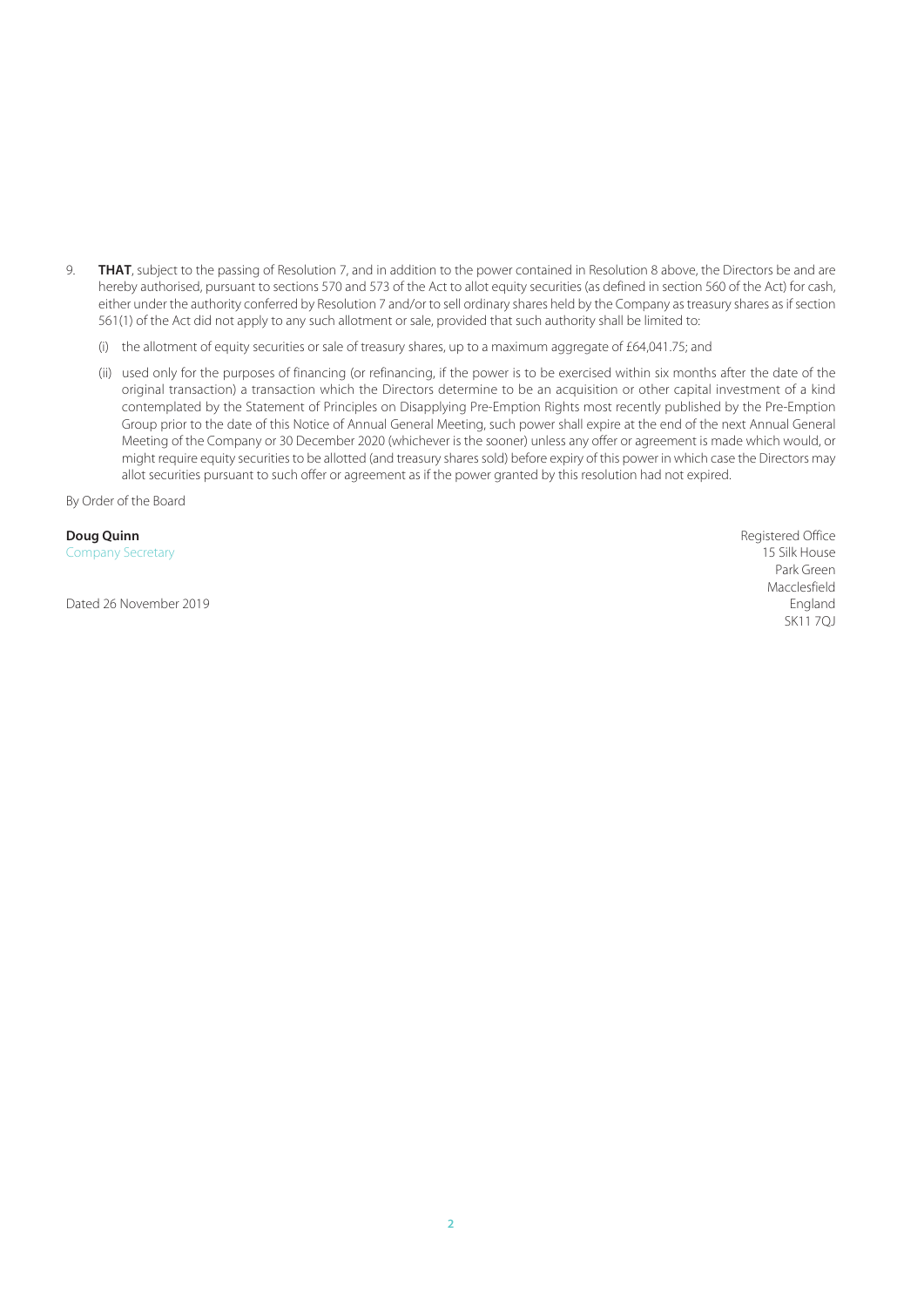9. **THAT**, subject to the passing of Resolution 7, and in addition to the power contained in Resolution 8 above, the Directors be and are hereby authorised, pursuant to sections 570 and 573 of the Act to allot equity securities (as defined in section 560 of the Act) for cash, either under the authority conferred by Resolution 7 and/or to sell ordinary shares held by the Company as treasury shares as if section 561(1) of the Act did not apply to any such allotment or sale, provided that such authority shall be limited to:

   (i) the allotment of equity securities or sale of treasury shares, up to a maximum aggregate of £64,041.75; and

   (ii) used only for the purposes of financing (or refinancing, if the power is to be exercised within six months after the date of the original transaction) a transaction which the Directors determine to be an acquisition or other capital investment of a kind contemplated by the Statement of Principles on Disapplying Pre-Emption Rights most recently published by the Pre-Emption Group prior to the date of this Notice of Annual General Meeting, such power shall expire at the end of the next Annual General Meeting of the Company or 30 December 2020 (whichever is the sooner) unless any offer or agreement is made which would, or might require equity securities to be allotted (and treasury shares sold) before expiry of this power in which case the Directors may allot securities pursuant to such offer or agreement as if the power granted by this resolution had not expired.

By Order of the Board

**Doug Quinn**
Company Secretary

Dated 26 November 2019

Registered Office
15 Silk House
Park Green
Macclesfield
England
SK11 7QJ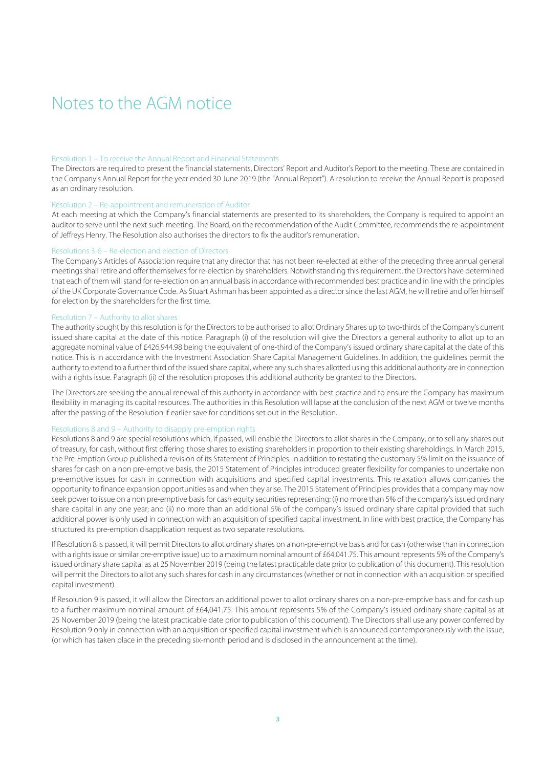# Notes to the AGM notice

### Resolution 1 – To receive the Annual Report and Financial Statements

The Directors are required to present the financial statements, Directors' Report and Auditor's Report to the meeting. These are contained in the Company's Annual Report for the year ended 30 June 2019 (the "Annual Report"). A resolution to receive the Annual Report is proposed as an ordinary resolution.

### Resolution 2 – Re-appointment and remuneration of Auditor

At each meeting at which the Company's financial statements are presented to its shareholders, the Company is required to appoint an auditor to serve until the next such meeting. The Board, on the recommendation of the Audit Committee, recommends the re-appointment of Jeffreys Henry. The Resolution also authorises the directors to fix the auditor's remuneration.

### Resolutions 3-6 – Re-election and election of Directors

The Company's Articles of Association require that any director that has not been re-elected at either of the preceding three annual general meetings shall retire and offer themselves for re-election by shareholders. Notwithstanding this requirement, the Directors have determined that each of them will stand for re-election on an annual basis in accordance with recommended best practice and in line with the principles of the UK Corporate Governance Code. As Stuart Ashman has been appointed as a director since the last AGM, he will retire and offer himself for election by the shareholders for the first time.

### Resolution 7 – Authority to allot shares

The authority sought by this resolution is for the Directors to be authorised to allot Ordinary Shares up to two-thirds of the Company's current issued share capital at the date of this notice. Paragraph (i) of the resolution will give the Directors a general authority to allot up to an aggregate nominal value of £426,944.98 being the equivalent of one-third of the Company's issued ordinary share capital at the date of this notice. This is in accordance with the Investment Association Share Capital Management Guidelines. In addition, the guidelines permit the authority to extend to a further third of the issued share capital, where any such shares allotted using this additional authority are in connection with a rights issue. Paragraph (ii) of the resolution proposes this additional authority be granted to the Directors.

The Directors are seeking the annual renewal of this authority in accordance with best practice and to ensure the Company has maximum flexibility in managing its capital resources. The authorities in this Resolution will lapse at the conclusion of the next AGM or twelve months after the passing of the Resolution if earlier save for conditions set out in the Resolution.

### Resolutions 8 and 9 – Authority to disapply pre-emption rights

Resolutions 8 and 9 are special resolutions which, if passed, will enable the Directors to allot shares in the Company, or to sell any shares out of treasury, for cash, without first offering those shares to existing shareholders in proportion to their existing shareholdings. In March 2015, the Pre-Emption Group published a revision of its Statement of Principles. In addition to restating the customary 5% limit on the issuance of shares for cash on a non pre-emptive basis, the 2015 Statement of Principles introduced greater flexibility for companies to undertake non pre-emptive issues for cash in connection with acquisitions and specified capital investments. This relaxation allows companies the opportunity to finance expansion opportunities as and when they arise. The 2015 Statement of Principles provides that a company may now seek power to issue on a non pre-emptive basis for cash equity securities representing: (i) no more than 5% of the company's issued ordinary share capital in any one year; and (ii) no more than an additional 5% of the company's issued ordinary share capital provided that such additional power is only used in connection with an acquisition of specified capital investment. In line with best practice, the Company has structured its pre-emption disapplication request as two separate resolutions.

If Resolution 8 is passed, it will permit Directors to allot ordinary shares on a non-pre-emptive basis and for cash (otherwise than in connection with a rights issue or similar pre-emptive issue) up to a maximum nominal amount of £64,041.75. This amount represents 5% of the Company's issued ordinary share capital as at 25 November 2019 (being the latest practicable date prior to publication of this document). This resolution will permit the Directors to allot any such shares for cash in any circumstances (whether or not in connection with an acquisition or specified capital investment).

If Resolution 9 is passed, it will allow the Directors an additional power to allot ordinary shares on a non-pre-emptive basis and for cash up to a further maximum nominal amount of £64,041.75. This amount represents 5% of the Company's issued ordinary share capital as at 25 November 2019 (being the latest practicable date prior to publication of this document). The Directors shall use any power conferred by Resolution 9 only in connection with an acquisition or specified capital investment which is announced contemporaneously with the issue, (or which has taken place in the preceding six-month period and is disclosed in the announcement at the time).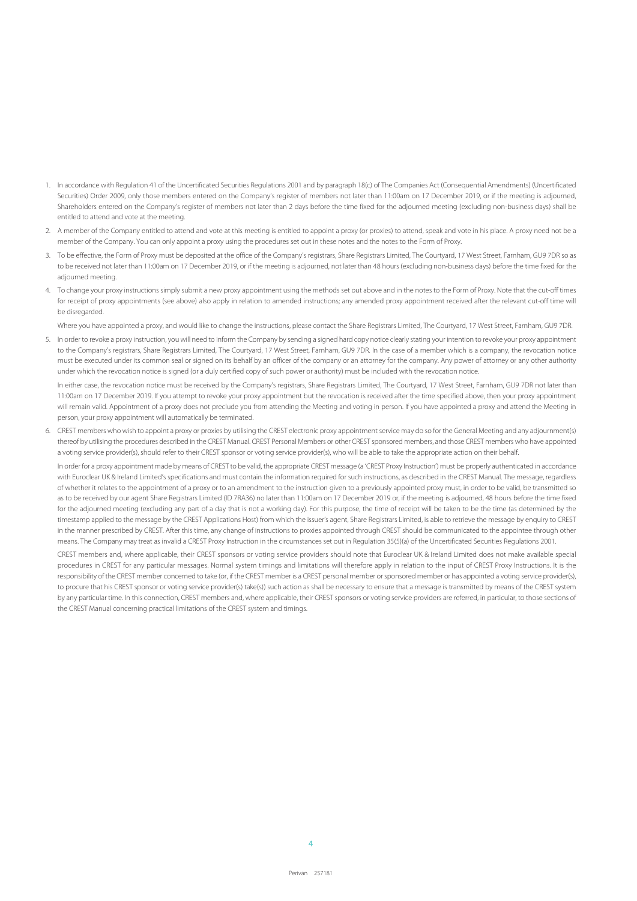1. In accordance with Regulation 41 of the Uncertificated Securities Regulations 2001 and by paragraph 18(c) of The Companies Act (Consequential Amendments) (Uncertificated Securities) Order 2009, only those members entered on the Company's register of members not later than 11:00am on 17 December 2019, or if the meeting is adjourned, Shareholders entered on the Company's register of members not later than 2 days before the time fixed for the adjourned meeting (excluding non-business days) shall be entitled to attend and vote at the meeting.

2. A member of the Company entitled to attend and vote at this meeting is entitled to appoint a proxy (or proxies) to attend, speak and vote in his place. A proxy need not be a member of the Company. You can only appoint a proxy using the procedures set out in these notes and the notes to the Form of Proxy.

3. To be effective, the Form of Proxy must be deposited at the office of the Company's registrars, Share Registrars Limited, The Courtyard, 17 West Street, Farnham, GU9 7DR so as to be received not later than 11:00am on 17 December 2019, or if the meeting is adjourned, not later than 48 hours (excluding non-business days) before the time fixed for the adjourned meeting.

4. To change your proxy instructions simply submit a new proxy appointment using the methods set out above and in the notes to the Form of Proxy. Note that the cut-off times for receipt of proxy appointments (see above) also apply in relation to amended instructions; any amended proxy appointment received after the relevant cut-off time will be disregarded.

   Where you have appointed a proxy, and would like to change the instructions, please contact the Share Registrars Limited, The Courtyard, 17 West Street, Farnham, GU9 7DR.

5. In order to revoke a proxy instruction, you will need to inform the Company by sending a signed hard copy notice clearly stating your intention to revoke your proxy appointment to the Company's registrars, Share Registrars Limited, The Courtyard, 17 West Street, Farnham, GU9 7DR. In the case of a member which is a company, the revocation notice must be executed under its common seal or signed on its behalf by an officer of the company or an attorney for the company. Any power of attorney or any other authority under which the revocation notice is signed (or a duly certified copy of such power or authority) must be included with the revocation notice.

   In either case, the revocation notice must be received by the Company's registrars, Share Registrars Limited, The Courtyard, 17 West Street, Farnham, GU9 7DR not later than 11:00am on 17 December 2019. If you attempt to revoke your proxy appointment but the revocation is received after the time specified above, then your proxy appointment will remain valid. Appointment of a proxy does not preclude you from attending the Meeting and voting in person. If you have appointed a proxy and attend the Meeting in person, your proxy appointment will automatically be terminated.

6. CREST members who wish to appoint a proxy or proxies by utilising the CREST electronic proxy appointment service may do so for the General Meeting and any adjournment(s) thereof by utilising the procedures described in the CREST Manual. CREST Personal Members or other CREST sponsored members, and those CREST members who have appointed a voting service provider(s), should refer to their CREST sponsor or voting service provider(s), who will be able to take the appropriate action on their behalf.

   In order for a proxy appointment made by means of CREST to be valid, the appropriate CREST message (a 'CREST Proxy Instruction') must be properly authenticated in accordance with Euroclear UK & Ireland Limited's specifications and must contain the information required for such instructions, as described in the CREST Manual. The message, regardless of whether it relates to the appointment of a proxy or to an amendment to the instruction given to a previously appointed proxy must, in order to be valid, be transmitted so as to be received by our agent Share Registrars Limited (ID 7RA36) no later than 11:00am on 17 December 2019 or, if the meeting is adjourned, 48 hours before the time fixed for the adjourned meeting (excluding any part of a day that is not a working day). For this purpose, the time of receipt will be taken to be the time (as determined by the timestamp applied to the message by the CREST Applications Host) from which the issuer's agent, Share Registrars Limited, is able to retrieve the message by enquiry to CREST in the manner prescribed by CREST. After this time, any change of instructions to proxies appointed through CREST should be communicated to the appointee through other means. The Company may treat as invalid a CREST Proxy Instruction in the circumstances set out in Regulation 35(5)(a) of the Uncertificated Securities Regulations 2001.

   CREST members and, where applicable, their CREST sponsors or voting service providers should note that Euroclear UK & Ireland Limited does not make available special procedures in CREST for any particular messages. Normal system timings and limitations will therefore apply in relation to the input of CREST Proxy Instructions. It is the responsibility of the CREST member concerned to take (or, if the CREST member is a CREST personal member or sponsored member or has appointed a voting service provider(s), to procure that his CREST sponsor or voting service provider(s) take(s)) such action as shall be necessary to ensure that a message is transmitted by means of the CREST system by any particular time. In this connection, CREST members and, where applicable, their CREST sponsors or voting service providers are referred, in particular, to those sections of the CREST Manual concerning practical limitations of the CREST system and timings.

Perivan 257181